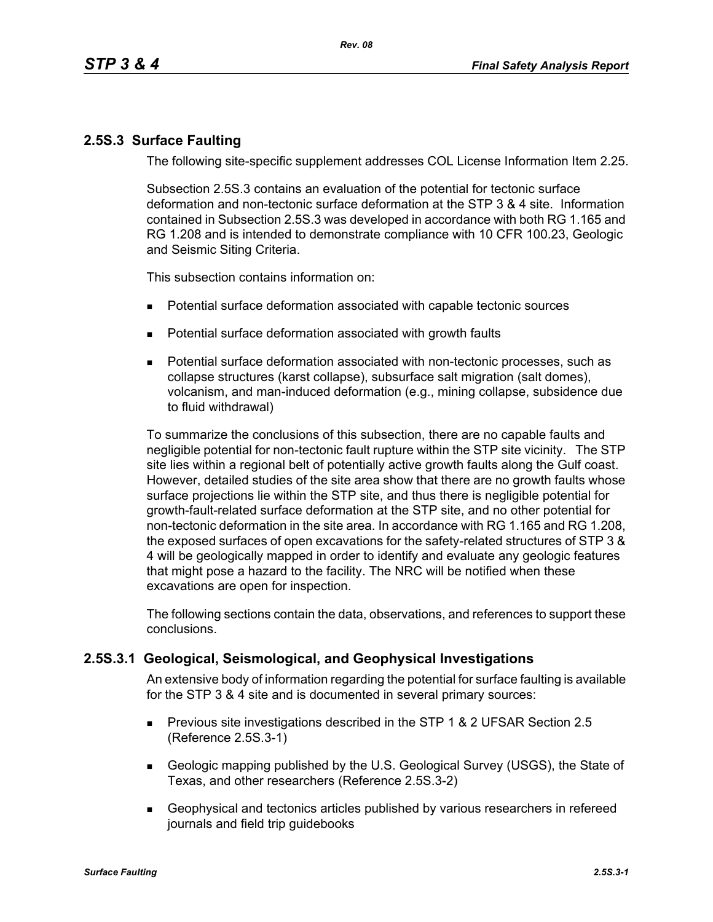## 2.5S.3 Surface Faulting

The following site-specific supplement addresses COL License Information Item 2.25.

Subsection 2.5S.3 contains an evaluation of the potential for tectonic surface deformation and non-tectonic surface deformation at the STP 3 & 4 site. Information contained in Subsection 2.5S.3 was developed in accordance with both RG 1.165 and RG 1.208 and is intended to demonstrate compliance with 10 CFR 100.23, Geologic and Seismic Siting Criteria.

This subsection contains information on:

- Potential surface deformation associated with capable tectonic sources
- Potential surface deformation associated with growth faults
- Potential surface deformation associated with non-tectonic processes, such as collapse structures (karst collapse), subsurface salt migration (salt domes), volcanism, and man-induced deformation (e.g., mining collapse, subsidence due to fluid withdrawal)

To summarize the conclusions of this subsection, there are no capable faults and negligible potential for non-tectonic fault rupture within the STP site vicinity. The STP site lies within a regional belt of potentially active growth faults along the Gulf coast. However, detailed studies of the site area show that there are no growth faults whose surface projections lie within the STP site, and thus there is negligible potential for growth-fault-related surface deformation at the STP site, and no other potential for non-tectonic deformation in the site area. In accordance with RG 1.165 and RG 1.208, the exposed surfaces of open excavations for the safety-related structures of STP 3 & 4 will be geologically mapped in order to identify and evaluate any geologic features that might pose a hazard to the facility. The NRC will be notified when these excavations are open for inspection.

The following sections contain the data, observations, and references to support these conclusions.

### 2.5S.3.1 Geological, Seismological, and Geophysical Investigations

An extensive body of information regarding the potential for surface faulting is available for the STP 3 & 4 site and is documented in several primary sources:

- Previous site investigations described in the STP 1 & 2 UFSAR Section 2.5 (Reference 2.5S.3-1)
- Geologic mapping published by the U.S. Geological Survey (USGS), the State of Texas, and other researchers (Reference 2.5S.3-2)
- Geophysical and tectonics articles published by various researchers in refereed journals and field trip guidebooks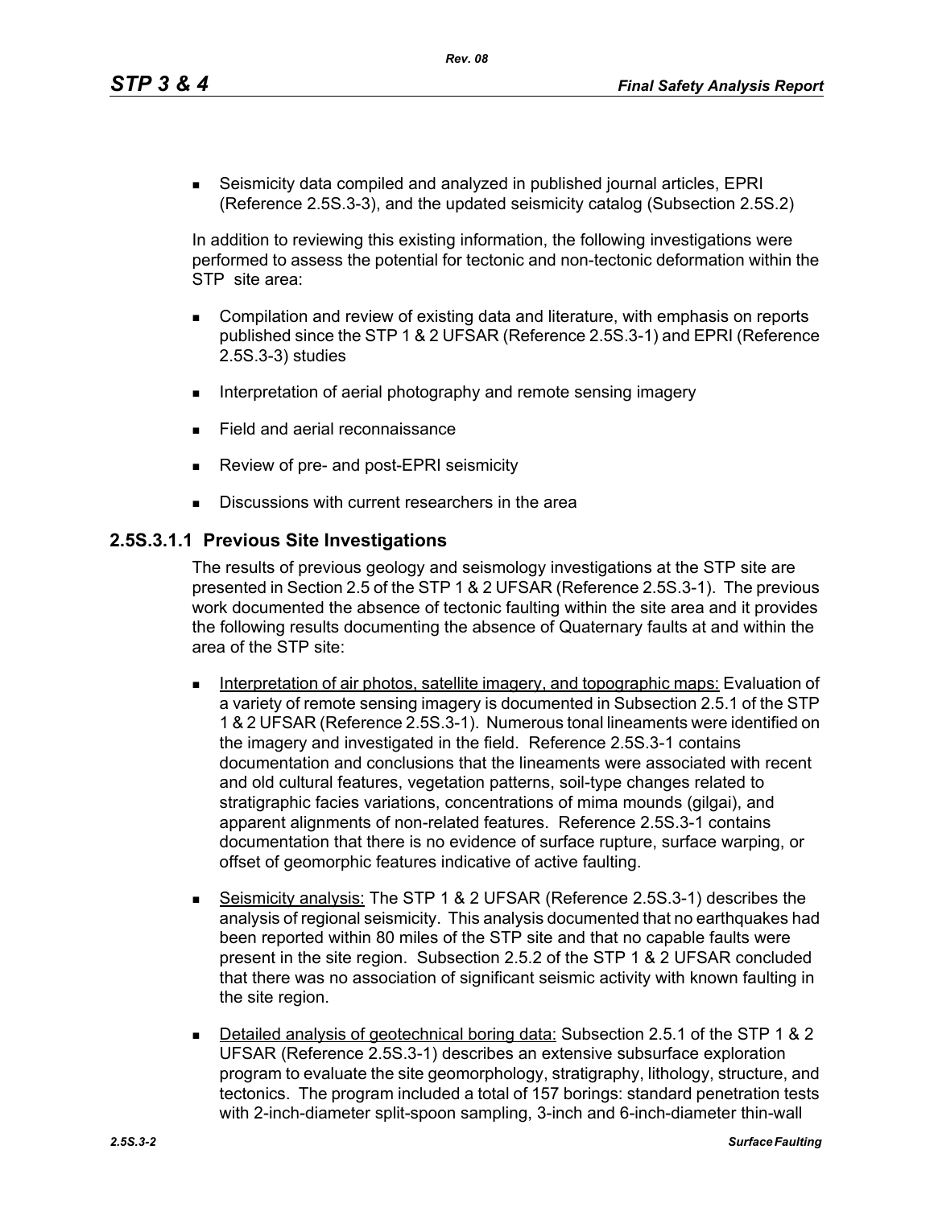- Seismicity data compiled and analyzed in published journal articles, EPRI (Reference 2.5S.3-3), and the updated seismicity catalog (Subsection 2.5S.2)

In addition to reviewing this existing information, the following investigations were performed to assess the potential for tectonic and non-tectonic deformation within the STP site area:

- Compilation and review of existing data and literature, with emphasis on reports published since the STP 1 & 2 UFSAR (Reference 2.5S.3-1) and EPRI (Reference 2.5S.3-3) studies
- Interpretation of aerial photography and remote sensing imagery
- Field and aerial reconnaissance
- Review of pre- and post-EPRI seismicity
- Discussions with current researchers in the area

### 2.5S.3.1.1 Previous Site Investigations

The results of previous geology and seismology investigations at the STP site are presented in Section 2.5 of the STP 1 & 2 UFSAR (Reference 2.5S.3-1). The previous work documented the absence of tectonic faulting within the site area and it provides the following results documenting the absence of Quaternary faults at and within the area of the STP site:

- Interpretation of air photos, satellite imagery, and topographic maps: Evaluation of a variety of remote sensing imagery is documented in Subsection 2.5.1 of the STP 1 & 2 UFSAR (Reference 2.5S.3-1). Numerous tonal lineaments were identified on the imagery and investigated in the field. Reference 2.5S.3-1 contains documentation and conclusions that the lineaments were associated with recent and old cultural features, vegetation patterns, soil-type changes related to stratigraphic facies variations, concentrations of mima mounds (gilgai), and apparent alignments of non-related features. Reference 2.5S.3-1 contains documentation that there is no evidence of surface rupture, surface warping, or offset of geomorphic features indicative of active faulting.
- Seismicity analysis: The STP 1 & 2 UFSAR (Reference 2.5S.3-1) describes the analysis of regional seismicity. This analysis documented that no earthquakes had been reported within 80 miles of the STP site and that no capable faults were present in the site region. Subsection 2.5.2 of the STP 1 & 2 UFSAR concluded that there was no association of significant seismic activity with known faulting in the site region.
- Detailed analysis of geotechnical boring data: Subsection 2.5.1 of the STP 1 & 2 UFSAR (Reference 2.5S.3-1) describes an extensive subsurface exploration program to evaluate the site geomorphology, stratigraphy, lithology, structure, and tectonics. The program included a total of 157 borings: standard penetration tests with 2-inch-diameter split-spoon sampling, 3-inch and 6-inch-diameter thin-wall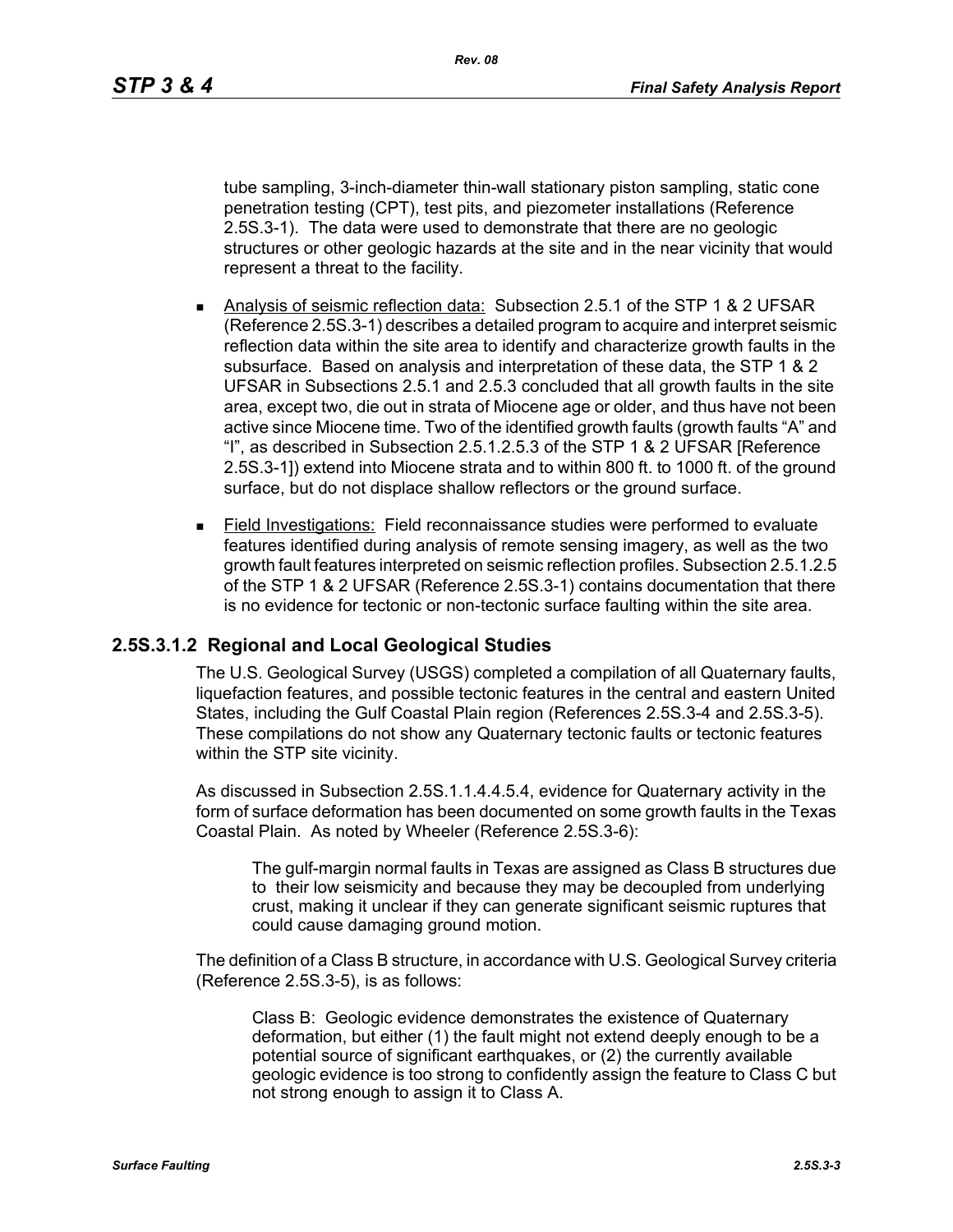tube sampling, 3-inch-diameter thin-wall stationary piston sampling, static cone penetration testing (CPT), test pits, and piezometer installations (Reference 2.5S.3-1). The data were used to demonstrate that there are no geologic structures or other geologic hazards at the site and in the near vicinity that would represent a threat to the facility.

- Analysis of seismic reflection data: Subsection 2.5.1 of the STP 1 & 2 UFSAR (Reference 2.5S.3-1) describes a detailed program to acquire and interpret seismic reflection data within the site area to identify and characterize growth faults in the subsurface. Based on analysis and interpretation of these data, the STP 1 & 2 UFSAR in Subsections 2.5.1 and 2.5.3 concluded that all growth faults in the site area, except two, die out in strata of Miocene age or older, and thus have not been active since Miocene time. Two of the identified growth faults (growth faults "A" and "I", as described in Subsection 2.5.1.2.5.3 of the STP 1 & 2 UFSAR [Reference 2.5S.3-1]) extend into Miocene strata and to within 800 ft. to 1000 ft. of the ground surface, but do not displace shallow reflectors or the ground surface.

- Field Investigations: Field reconnaissance studies were performed to evaluate features identified during analysis of remote sensing imagery, as well as the two growth fault features interpreted on seismic reflection profiles. Subsection 2.5.1.2.5 of the STP 1 & 2 UFSAR (Reference 2.5S.3-1) contains documentation that there is no evidence for tectonic or non-tectonic surface faulting within the site area.

### 2.5S.3.1.2 Regional and Local Geological Studies

The U.S. Geological Survey (USGS) completed a compilation of all Quaternary faults, liquefaction features, and possible tectonic features in the central and eastern United States, including the Gulf Coastal Plain region (References 2.5S.3-4 and 2.5S.3-5). These compilations do not show any Quaternary tectonic faults or tectonic features within the STP site vicinity.

As discussed in Subsection 2.5S.1.1.4.4.5.4, evidence for Quaternary activity in the form of surface deformation has been documented on some growth faults in the Texas Coastal Plain. As noted by Wheeler (Reference 2.5S.3-6):

> The gulf-margin normal faults in Texas are assigned as Class B structures due to their low seismicity and because they may be decoupled from underlying crust, making it unclear if they can generate significant seismic ruptures that could cause damaging ground motion.

The definition of a Class B structure, in accordance with U.S. Geological Survey criteria (Reference 2.5S.3-5), is as follows:

> Class B: Geologic evidence demonstrates the existence of Quaternary deformation, but either (1) the fault might not extend deeply enough to be a potential source of significant earthquakes, or (2) the currently available geologic evidence is too strong to confidently assign the feature to Class C but not strong enough to assign it to Class A.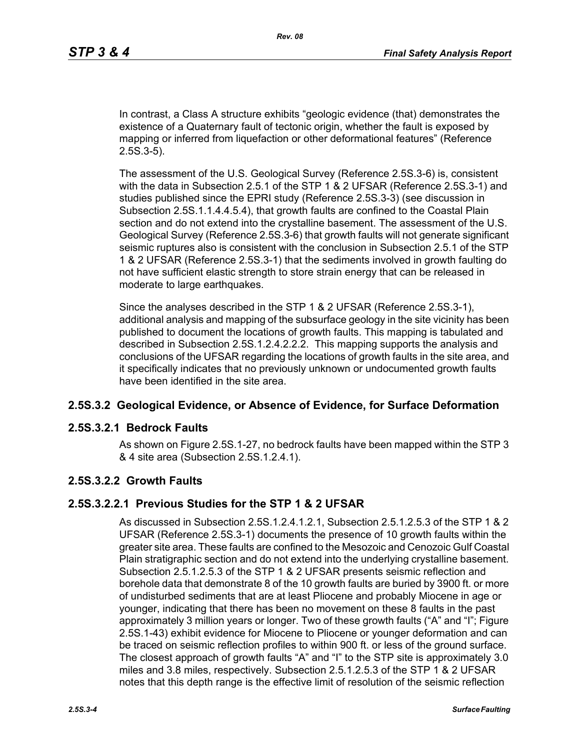In contrast, a Class A structure exhibits "geologic evidence (that) demonstrates the existence of a Quaternary fault of tectonic origin, whether the fault is exposed by mapping or inferred from liquefaction or other deformational features" (Reference 2.5S.3-5).

The assessment of the U.S. Geological Survey (Reference 2.5S.3-6) is, consistent with the data in Subsection 2.5.1 of the STP 1 & 2 UFSAR (Reference 2.5S.3-1) and studies published since the EPRI study (Reference 2.5S.3-3) (see discussion in Subsection 2.5S.1.1.4.4.5.4), that growth faults are confined to the Coastal Plain section and do not extend into the crystalline basement. The assessment of the U.S. Geological Survey (Reference 2.5S.3-6) that growth faults will not generate significant seismic ruptures also is consistent with the conclusion in Subsection 2.5.1 of the STP 1 & 2 UFSAR (Reference 2.5S.3-1) that the sediments involved in growth faulting do not have sufficient elastic strength to store strain energy that can be released in moderate to large earthquakes.

Since the analyses described in the STP 1 & 2 UFSAR (Reference 2.5S.3-1), additional analysis and mapping of the subsurface geology in the site vicinity has been published to document the locations of growth faults. This mapping is tabulated and described in Subsection 2.5S.1.2.4.2.2.2. This mapping supports the analysis and conclusions of the UFSAR regarding the locations of growth faults in the site area, and it specifically indicates that no previously unknown or undocumented growth faults have been identified in the site area.

## 2.5S.3.2 Geological Evidence, or Absence of Evidence, for Surface Deformation

## 2.5S.3.2.1 Bedrock Faults

As shown on Figure 2.5S.1-27, no bedrock faults have been mapped within the STP 3 & 4 site area (Subsection 2.5S.1.2.4.1).

## 2.5S.3.2.2 Growth Faults

## 2.5S.3.2.2.1 Previous Studies for the STP 1 & 2 UFSAR

As discussed in Subsection 2.5S.1.2.4.1.2.1, Subsection 2.5.1.2.5.3 of the STP 1 & 2 UFSAR (Reference 2.5S.3-1) documents the presence of 10 growth faults within the greater site area. These faults are confined to the Mesozoic and Cenozoic Gulf Coastal Plain stratigraphic section and do not extend into the underlying crystalline basement. Subsection 2.5.1.2.5.3 of the STP 1 & 2 UFSAR presents seismic reflection and borehole data that demonstrate 8 of the 10 growth faults are buried by 3900 ft. or more of undisturbed sediments that are at least Pliocene and probably Miocene in age or younger, indicating that there has been no movement on these 8 faults in the past approximately 3 million years or longer. Two of these growth faults ("A" and "I"; Figure 2.5S.1-43) exhibit evidence for Miocene to Pliocene or younger deformation and can be traced on seismic reflection profiles to within 900 ft. or less of the ground surface. The closest approach of growth faults "A" and "I" to the STP site is approximately 3.0 miles and 3.8 miles, respectively. Subsection 2.5.1.2.5.3 of the STP 1 & 2 UFSAR notes that this depth range is the effective limit of resolution of the seismic reflection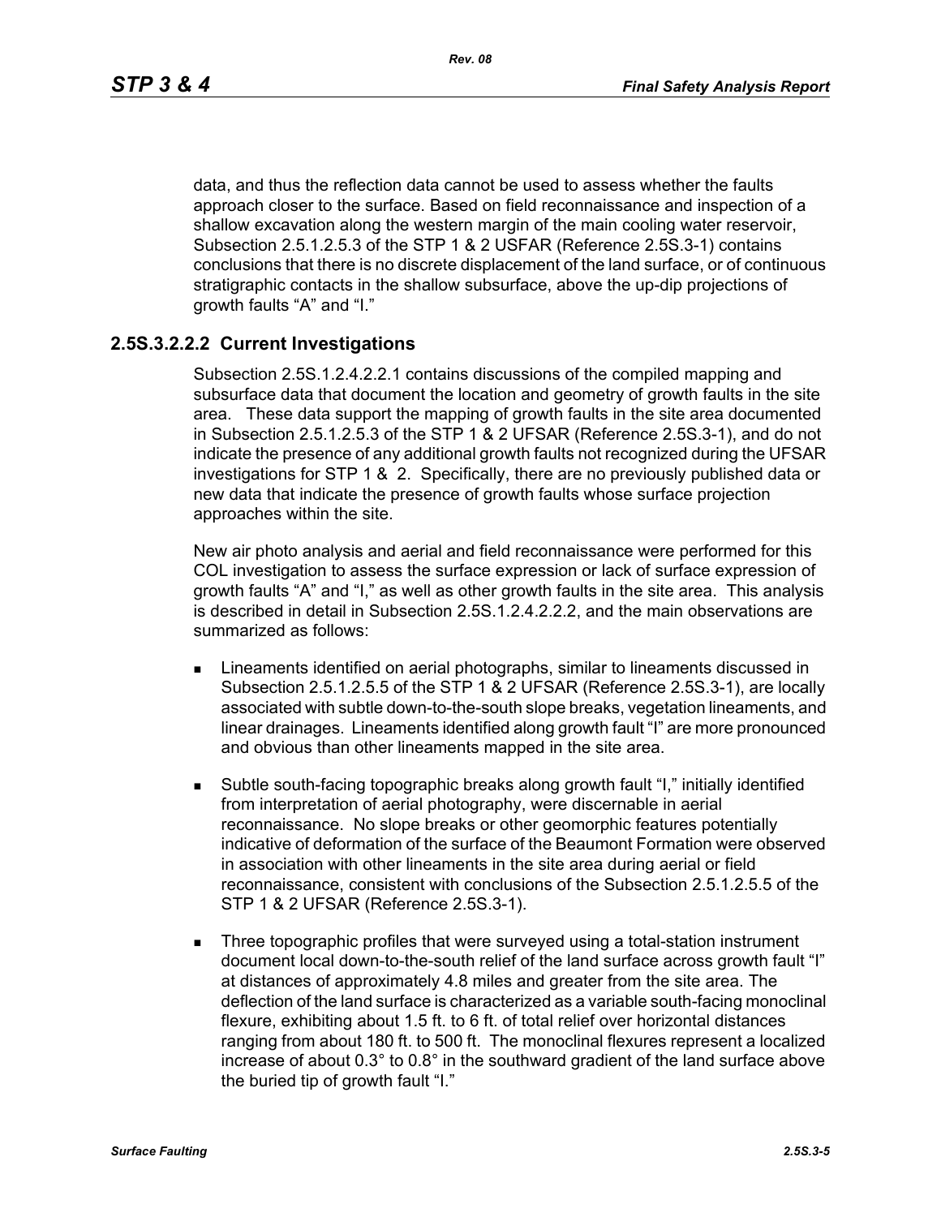data, and thus the reflection data cannot be used to assess whether the faults approach closer to the surface. Based on field reconnaissance and inspection of a shallow excavation along the western margin of the main cooling water reservoir, Subsection 2.5.1.2.5.3 of the STP 1 & 2 USFAR (Reference 2.5S.3-1) contains conclusions that there is no discrete displacement of the land surface, or of continuous stratigraphic contacts in the shallow subsurface, above the up-dip projections of growth faults "A" and "I."

### 2.5S.3.2.2.2 Current Investigations

Subsection 2.5S.1.2.4.2.2.1 contains discussions of the compiled mapping and subsurface data that document the location and geometry of growth faults in the site area. These data support the mapping of growth faults in the site area documented in Subsection 2.5.1.2.5.3 of the STP 1 & 2 UFSAR (Reference 2.5S.3-1), and do not indicate the presence of any additional growth faults not recognized during the UFSAR investigations for STP 1 & 2. Specifically, there are no previously published data or new data that indicate the presence of growth faults whose surface projection approaches within the site.

New air photo analysis and aerial and field reconnaissance were performed for this COL investigation to assess the surface expression or lack of surface expression of growth faults "A" and "I," as well as other growth faults in the site area. This analysis is described in detail in Subsection 2.5S.1.2.4.2.2.2, and the main observations are summarized as follows:

- Lineaments identified on aerial photographs, similar to lineaments discussed in Subsection 2.5.1.2.5.5 of the STP 1 & 2 UFSAR (Reference 2.5S.3-1), are locally associated with subtle down-to-the-south slope breaks, vegetation lineaments, and linear drainages. Lineaments identified along growth fault "I" are more pronounced and obvious than other lineaments mapped in the site area.

- Subtle south-facing topographic breaks along growth fault "I," initially identified from interpretation of aerial photography, were discernable in aerial reconnaissance. No slope breaks or other geomorphic features potentially indicative of deformation of the surface of the Beaumont Formation were observed in association with other lineaments in the site area during aerial or field reconnaissance, consistent with conclusions of the Subsection 2.5.1.2.5.5 of the STP 1 & 2 UFSAR (Reference 2.5S.3-1).

- Three topographic profiles that were surveyed using a total-station instrument document local down-to-the-south relief of the land surface across growth fault "I" at distances of approximately 4.8 miles and greater from the site area. The deflection of the land surface is characterized as a variable south-facing monoclinal flexure, exhibiting about 1.5 ft. to 6 ft. of total relief over horizontal distances ranging from about 180 ft. to 500 ft. The monoclinal flexures represent a localized increase of about 0.3° to 0.8° in the southward gradient of the land surface above the buried tip of growth fault "I."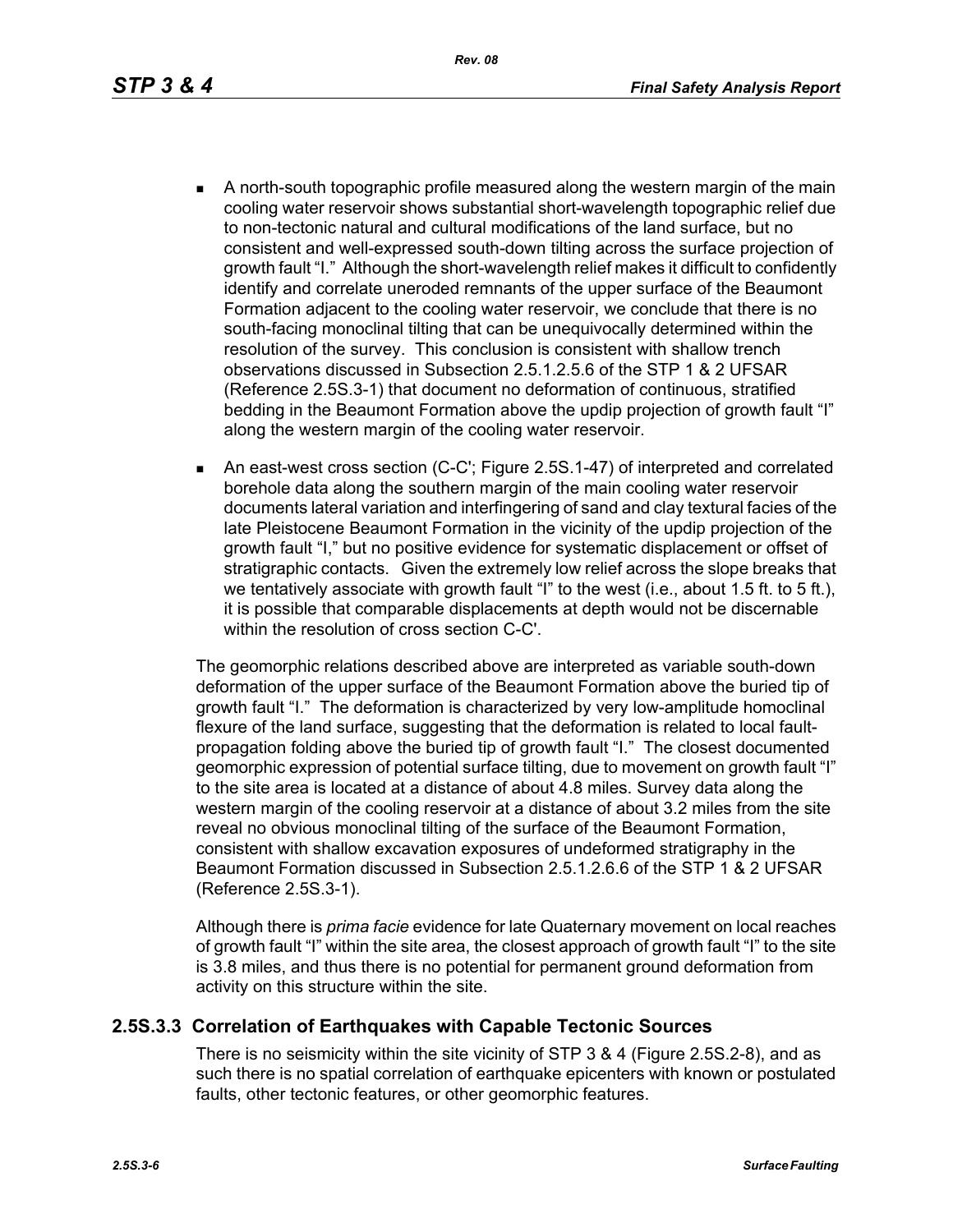- A north-south topographic profile measured along the western margin of the main cooling water reservoir shows substantial short-wavelength topographic relief due to non-tectonic natural and cultural modifications of the land surface, but no consistent and well-expressed south-down tilting across the surface projection of growth fault "I." Although the short-wavelength relief makes it difficult to confidently identify and correlate uneroded remnants of the upper surface of the Beaumont Formation adjacent to the cooling water reservoir, we conclude that there is no south-facing monoclinal tilting that can be unequivocally determined within the resolution of the survey. This conclusion is consistent with shallow trench observations discussed in Subsection 2.5.1.2.5.6 of the STP 1 & 2 UFSAR (Reference 2.5S.3-1) that document no deformation of continuous, stratified bedding in the Beaumont Formation above the updip projection of growth fault "I" along the western margin of the cooling water reservoir.

- An east-west cross section (C-C'; Figure 2.5S.1-47) of interpreted and correlated borehole data along the southern margin of the main cooling water reservoir documents lateral variation and interfingering of sand and clay textural facies of the late Pleistocene Beaumont Formation in the vicinity of the updip projection of the growth fault "I," but no positive evidence for systematic displacement or offset of stratigraphic contacts. Given the extremely low relief across the slope breaks that we tentatively associate with growth fault "I" to the west (i.e., about 1.5 ft. to 5 ft.), it is possible that comparable displacements at depth would not be discernable within the resolution of cross section C-C'.

The geomorphic relations described above are interpreted as variable south-down deformation of the upper surface of the Beaumont Formation above the buried tip of growth fault "I." The deformation is characterized by very low-amplitude homoclinal flexure of the land surface, suggesting that the deformation is related to local fault-propagation folding above the buried tip of growth fault "I." The closest documented geomorphic expression of potential surface tilting, due to movement on growth fault "I" to the site area is located at a distance of about 4.8 miles. Survey data along the western margin of the cooling reservoir at a distance of about 3.2 miles from the site reveal no obvious monoclinal tilting of the surface of the Beaumont Formation, consistent with shallow excavation exposures of undeformed stratigraphy in the Beaumont Formation discussed in Subsection 2.5.1.2.6.6 of the STP 1 & 2 UFSAR (Reference 2.5S.3-1).

Although there is *prima facie* evidence for late Quaternary movement on local reaches of growth fault "I" within the site area, the closest approach of growth fault "I" to the site is 3.8 miles, and thus there is no potential for permanent ground deformation from activity on this structure within the site.

## 2.5S.3.3 Correlation of Earthquakes with Capable Tectonic Sources

There is no seismicity within the site vicinity of STP 3 & 4 (Figure 2.5S.2-8), and as such there is no spatial correlation of earthquake epicenters with known or postulated faults, other tectonic features, or other geomorphic features.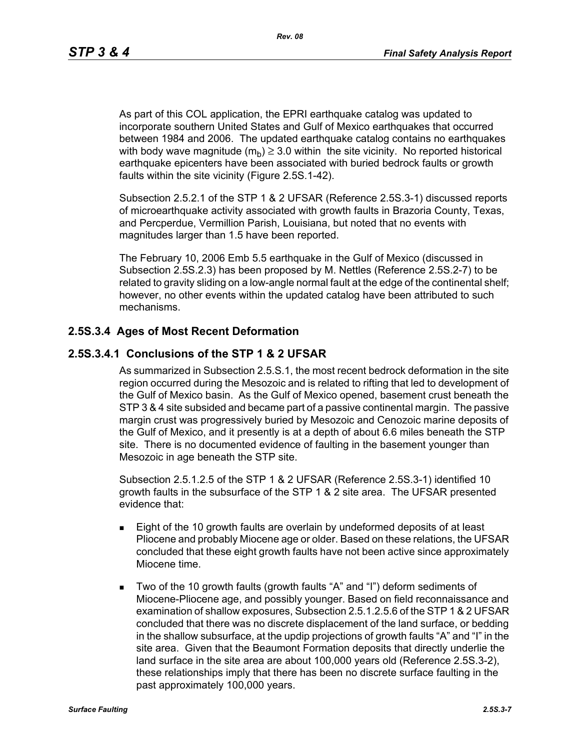As part of this COL application, the EPRI earthquake catalog was updated to incorporate southern United States and Gulf of Mexico earthquakes that occurred between 1984 and 2006. The updated earthquake catalog contains no earthquakes with body wave magnitude ($m_b$) ≥ 3.0 within the site vicinity. No reported historical earthquake epicenters have been associated with buried bedrock faults or growth faults within the site vicinity (Figure 2.5S.1-42).

Subsection 2.5.2.1 of the STP 1 & 2 UFSAR (Reference 2.5S.3-1) discussed reports of microearthquake activity associated with growth faults in Brazoria County, Texas, and Percperdue, Vermillion Parish, Louisiana, but noted that no events with magnitudes larger than 1.5 have been reported.

The February 10, 2006 Emb 5.5 earthquake in the Gulf of Mexico (discussed in Subsection 2.5S.2.3) has been proposed by M. Nettles (Reference 2.5S.2-7) to be related to gravity sliding on a low-angle normal fault at the edge of the continental shelf; however, no other events within the updated catalog have been attributed to such mechanisms.

## 2.5S.3.4 Ages of Most Recent Deformation

### 2.5S.3.4.1 Conclusions of the STP 1 & 2 UFSAR

As summarized in Subsection 2.5.S.1, the most recent bedrock deformation in the site region occurred during the Mesozoic and is related to rifting that led to development of the Gulf of Mexico basin. As the Gulf of Mexico opened, basement crust beneath the STP 3 & 4 site subsided and became part of a passive continental margin. The passive margin crust was progressively buried by Mesozoic and Cenozoic marine deposits of the Gulf of Mexico, and it presently is at a depth of about 6.6 miles beneath the STP site. There is no documented evidence of faulting in the basement younger than Mesozoic in age beneath the STP site.

Subsection 2.5.1.2.5 of the STP 1 & 2 UFSAR (Reference 2.5S.3-1) identified 10 growth faults in the subsurface of the STP 1 & 2 site area. The UFSAR presented evidence that:

- Eight of the 10 growth faults are overlain by undeformed deposits of at least Pliocene and probably Miocene age or older. Based on these relations, the UFSAR concluded that these eight growth faults have not been active since approximately Miocene time.
- Two of the 10 growth faults (growth faults "A" and "I") deform sediments of Miocene-Pliocene age, and possibly younger. Based on field reconnaissance and examination of shallow exposures, Subsection 2.5.1.2.5.6 of the STP 1 & 2 UFSAR concluded that there was no discrete displacement of the land surface, or bedding in the shallow subsurface, at the updip projections of growth faults "A" and "I" in the site area. Given that the Beaumont Formation deposits that directly underlie the land surface in the site area are about 100,000 years old (Reference 2.5S.3-2), these relationships imply that there has been no discrete surface faulting in the past approximately 100,000 years.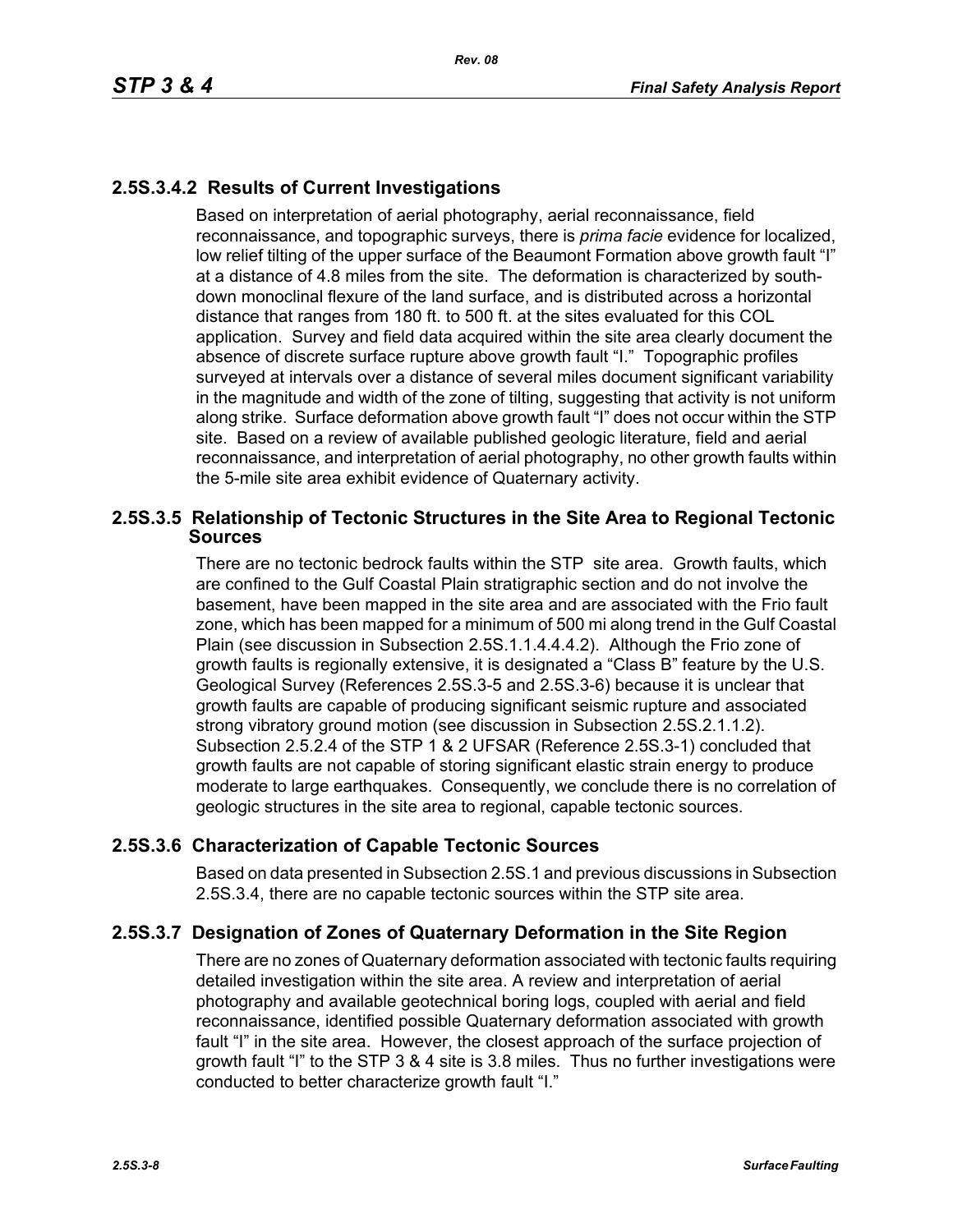### 2.5S.3.4.2 Results of Current Investigations

Based on interpretation of aerial photography, aerial reconnaissance, field reconnaissance, and topographic surveys, there is *prima facie* evidence for localized, low relief tilting of the upper surface of the Beaumont Formation above growth fault "I" at a distance of 4.8 miles from the site. The deformation is characterized by south-down monoclinal flexure of the land surface, and is distributed across a horizontal distance that ranges from 180 ft. to 500 ft. at the sites evaluated for this COL application. Survey and field data acquired within the site area clearly document the absence of discrete surface rupture above growth fault "I." Topographic profiles surveyed at intervals over a distance of several miles document significant variability in the magnitude and width of the zone of tilting, suggesting that activity is not uniform along strike. Surface deformation above growth fault "I" does not occur within the STP site. Based on a review of available published geologic literature, field and aerial reconnaissance, and interpretation of aerial photography, no other growth faults within the 5-mile site area exhibit evidence of Quaternary activity.

## 2.5S.3.5 Relationship of Tectonic Structures in the Site Area to Regional Tectonic Sources

There are no tectonic bedrock faults within the STP site area. Growth faults, which are confined to the Gulf Coastal Plain stratigraphic section and do not involve the basement, have been mapped in the site area and are associated with the Frio fault zone, which has been mapped for a minimum of 500 mi along trend in the Gulf Coastal Plain (see discussion in Subsection 2.5S.1.1.4.4.4.2). Although the Frio zone of growth faults is regionally extensive, it is designated a "Class B" feature by the U.S. Geological Survey (References 2.5S.3-5 and 2.5S.3-6) because it is unclear that growth faults are capable of producing significant seismic rupture and associated strong vibratory ground motion (see discussion in Subsection 2.5S.2.1.1.2). Subsection 2.5.2.4 of the STP 1 & 2 UFSAR (Reference 2.5S.3-1) concluded that growth faults are not capable of storing significant elastic strain energy to produce moderate to large earthquakes. Consequently, we conclude there is no correlation of geologic structures in the site area to regional, capable tectonic sources.

## 2.5S.3.6 Characterization of Capable Tectonic Sources

Based on data presented in Subsection 2.5S.1 and previous discussions in Subsection 2.5S.3.4, there are no capable tectonic sources within the STP site area.

## 2.5S.3.7 Designation of Zones of Quaternary Deformation in the Site Region

There are no zones of Quaternary deformation associated with tectonic faults requiring detailed investigation within the site area. A review and interpretation of aerial photography and available geotechnical boring logs, coupled with aerial and field reconnaissance, identified possible Quaternary deformation associated with growth fault "I" in the site area. However, the closest approach of the surface projection of growth fault "I" to the STP 3 & 4 site is 3.8 miles. Thus no further investigations were conducted to better characterize growth fault "I."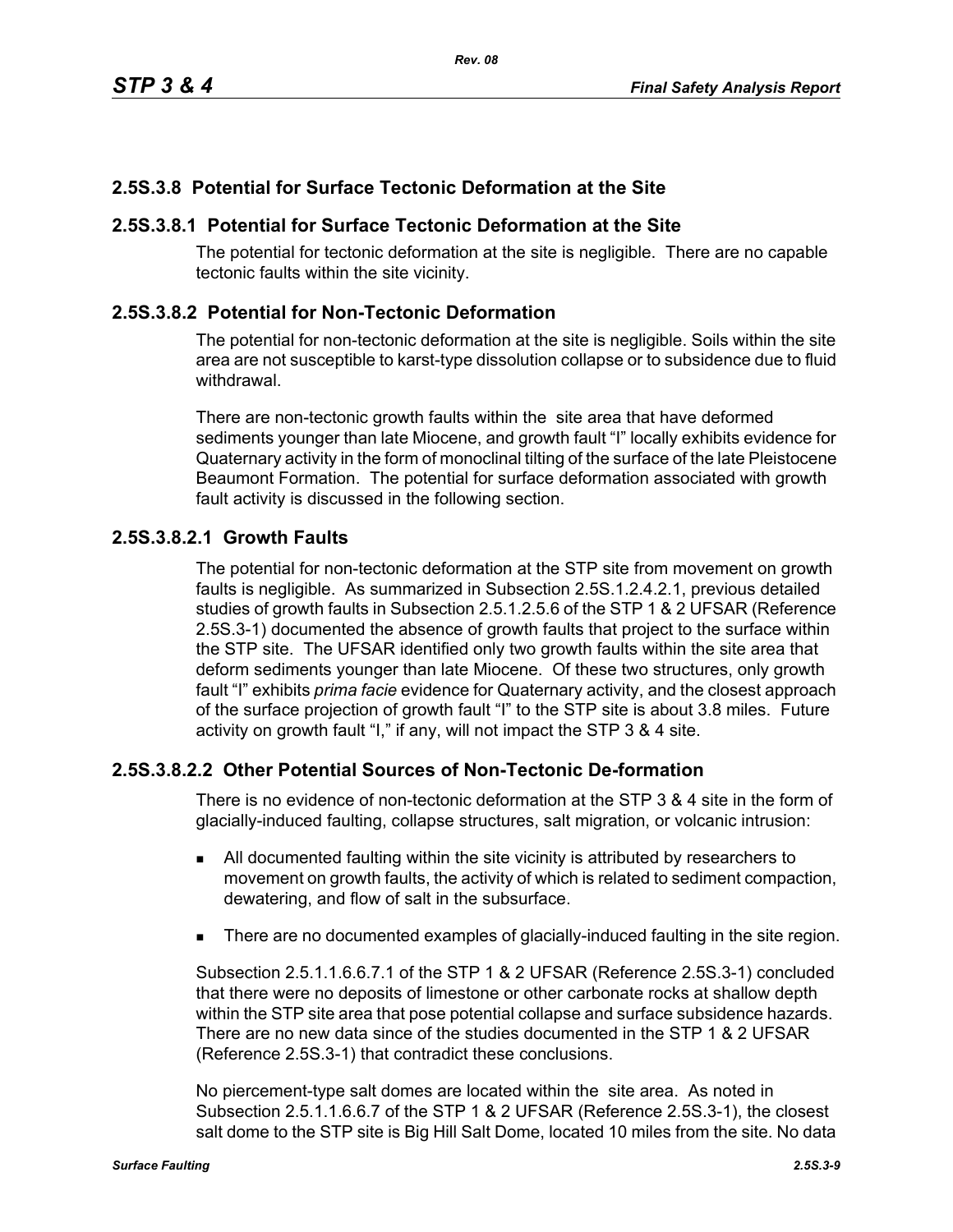## 2.5S.3.8 Potential for Surface Tectonic Deformation at the Site

### 2.5S.3.8.1 Potential for Surface Tectonic Deformation at the Site

The potential for tectonic deformation at the site is negligible. There are no capable tectonic faults within the site vicinity.

### 2.5S.3.8.2 Potential for Non-Tectonic Deformation

The potential for non-tectonic deformation at the site is negligible. Soils within the site area are not susceptible to karst-type dissolution collapse or to subsidence due to fluid withdrawal.

There are non-tectonic growth faults within the site area that have deformed sediments younger than late Miocene, and growth fault "I" locally exhibits evidence for Quaternary activity in the form of monoclinal tilting of the surface of the late Pleistocene Beaumont Formation. The potential for surface deformation associated with growth fault activity is discussed in the following section.

#### 2.5S.3.8.2.1 Growth Faults

The potential for non-tectonic deformation at the STP site from movement on growth faults is negligible. As summarized in Subsection 2.5S.1.2.4.2.1, previous detailed studies of growth faults in Subsection 2.5.1.2.5.6 of the STP 1 & 2 UFSAR (Reference 2.5S.3-1) documented the absence of growth faults that project to the surface within the STP site. The UFSAR identified only two growth faults within the site area that deform sediments younger than late Miocene. Of these two structures, only growth fault "I" exhibits *prima facie* evidence for Quaternary activity, and the closest approach of the surface projection of growth fault "I" to the STP site is about 3.8 miles. Future activity on growth fault "I," if any, will not impact the STP 3 & 4 site.

#### 2.5S.3.8.2.2 Other Potential Sources of Non-Tectonic De-formation

There is no evidence of non-tectonic deformation at the STP 3 & 4 site in the form of glacially-induced faulting, collapse structures, salt migration, or volcanic intrusion:

- All documented faulting within the site vicinity is attributed by researchers to movement on growth faults, the activity of which is related to sediment compaction, dewatering, and flow of salt in the subsurface.
- There are no documented examples of glacially-induced faulting in the site region.

Subsection 2.5.1.1.6.6.7.1 of the STP 1 & 2 UFSAR (Reference 2.5S.3-1) concluded that there were no deposits of limestone or other carbonate rocks at shallow depth within the STP site area that pose potential collapse and surface subsidence hazards. There are no new data since of the studies documented in the STP 1 & 2 UFSAR (Reference 2.5S.3-1) that contradict these conclusions.

No piercement-type salt domes are located within the site area. As noted in Subsection 2.5.1.1.6.6.7 of the STP 1 & 2 UFSAR (Reference 2.5S.3-1), the closest salt dome to the STP site is Big Hill Salt Dome, located 10 miles from the site. No data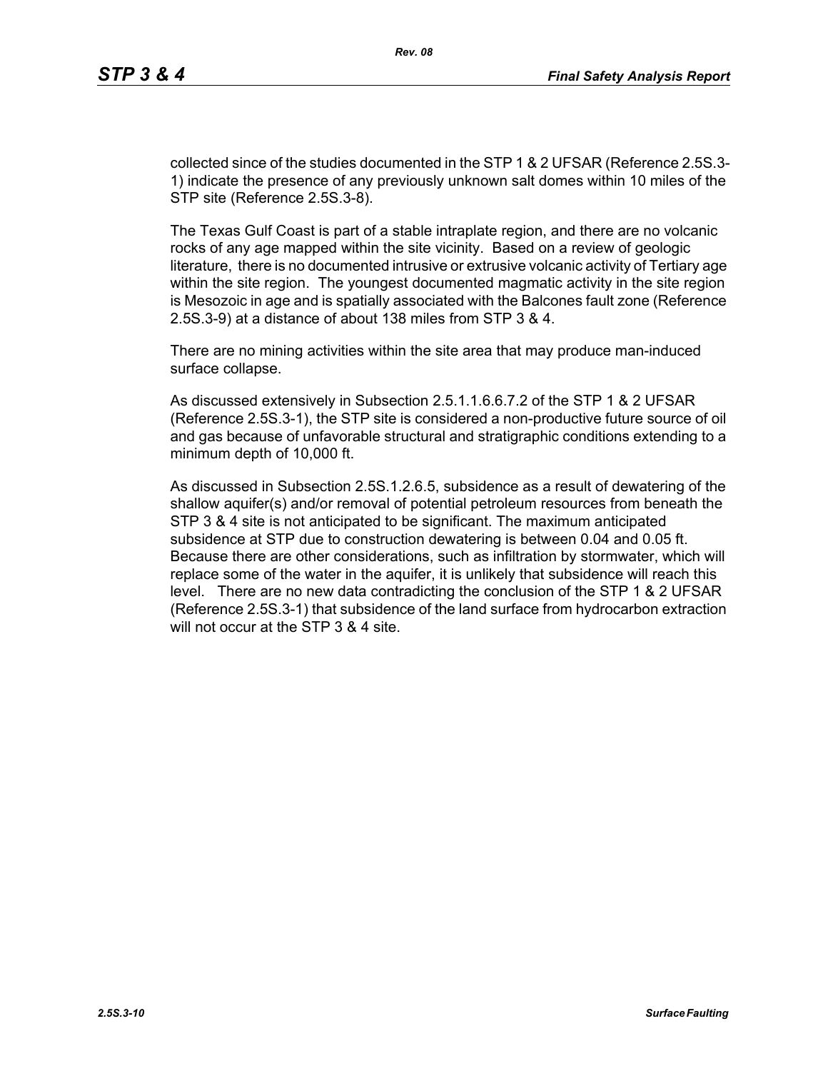collected since of the studies documented in the STP 1 & 2 UFSAR (Reference 2.5S.3-1) indicate the presence of any previously unknown salt domes within 10 miles of the STP site (Reference 2.5S.3-8).

The Texas Gulf Coast is part of a stable intraplate region, and there are no volcanic rocks of any age mapped within the site vicinity. Based on a review of geologic literature, there is no documented intrusive or extrusive volcanic activity of Tertiary age within the site region. The youngest documented magmatic activity in the site region is Mesozoic in age and is spatially associated with the Balcones fault zone (Reference 2.5S.3-9) at a distance of about 138 miles from STP 3 & 4.

There are no mining activities within the site area that may produce man-induced surface collapse.

As discussed extensively in Subsection 2.5.1.1.6.6.7.2 of the STP 1 & 2 UFSAR (Reference 2.5S.3-1), the STP site is considered a non-productive future source of oil and gas because of unfavorable structural and stratigraphic conditions extending to a minimum depth of 10,000 ft.

As discussed in Subsection 2.5S.1.2.6.5, subsidence as a result of dewatering of the shallow aquifer(s) and/or removal of potential petroleum resources from beneath the STP 3 & 4 site is not anticipated to be significant. The maximum anticipated subsidence at STP due to construction dewatering is between 0.04 and 0.05 ft. Because there are other considerations, such as infiltration by stormwater, which will replace some of the water in the aquifer, it is unlikely that subsidence will reach this level. There are no new data contradicting the conclusion of the STP 1 & 2 UFSAR (Reference 2.5S.3-1) that subsidence of the land surface from hydrocarbon extraction will not occur at the STP 3 & 4 site.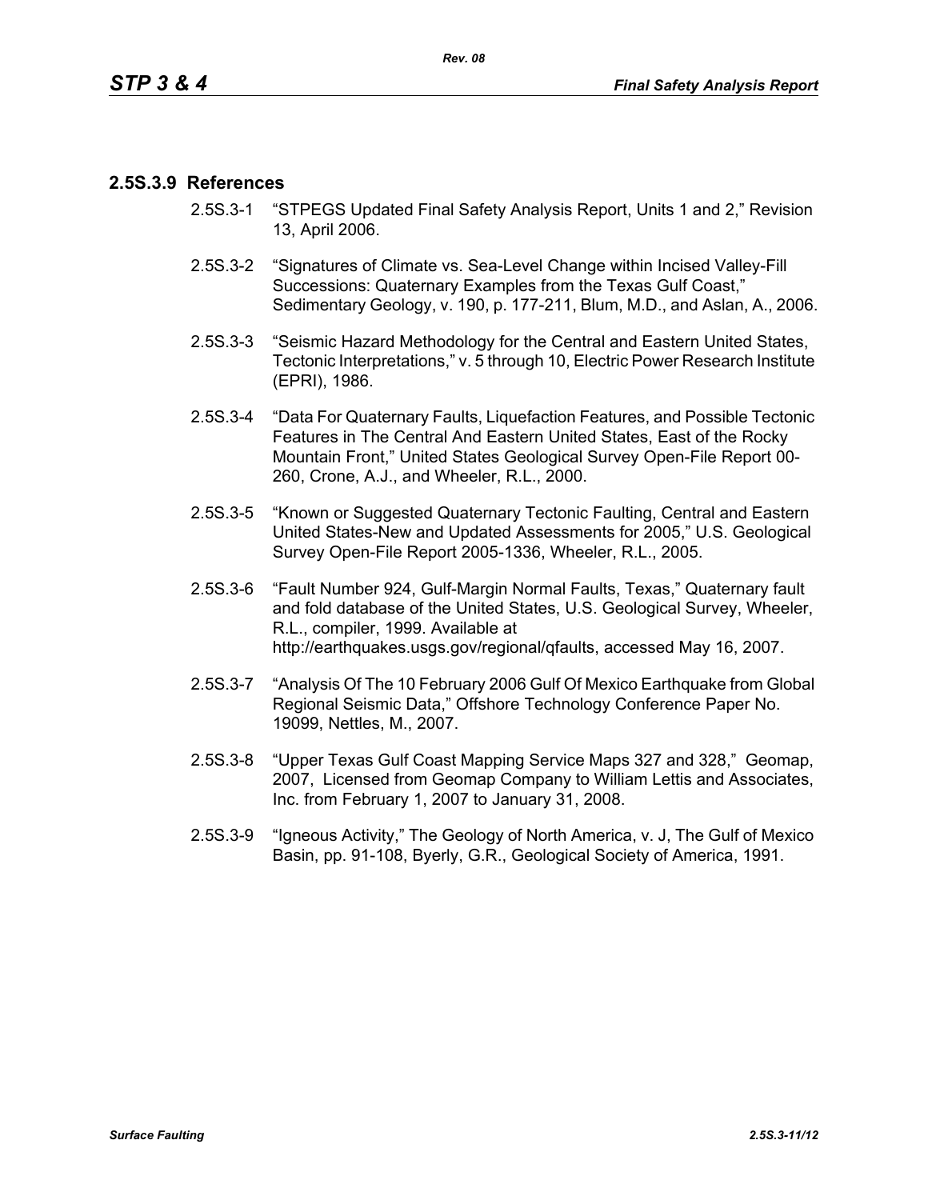### 2.5S.3.9 References

2.5S.3-1 "STPEGS Updated Final Safety Analysis Report, Units 1 and 2," Revision 13, April 2006.

2.5S.3-2 "Signatures of Climate vs. Sea-Level Change within Incised Valley-Fill Successions: Quaternary Examples from the Texas Gulf Coast," Sedimentary Geology, v. 190, p. 177-211, Blum, M.D., and Aslan, A., 2006.

2.5S.3-3 "Seismic Hazard Methodology for the Central and Eastern United States, Tectonic Interpretations," v. 5 through 10, Electric Power Research Institute (EPRI), 1986.

2.5S.3-4 "Data For Quaternary Faults, Liquefaction Features, and Possible Tectonic Features in The Central And Eastern United States, East of the Rocky Mountain Front," United States Geological Survey Open-File Report 00-260, Crone, A.J., and Wheeler, R.L., 2000.

2.5S.3-5 "Known or Suggested Quaternary Tectonic Faulting, Central and Eastern United States-New and Updated Assessments for 2005," U.S. Geological Survey Open-File Report 2005-1336, Wheeler, R.L., 2005.

2.5S.3-6 "Fault Number 924, Gulf-Margin Normal Faults, Texas," Quaternary fault and fold database of the United States, U.S. Geological Survey, Wheeler, R.L., compiler, 1999. Available at http://earthquakes.usgs.gov/regional/qfaults, accessed May 16, 2007.

2.5S.3-7 "Analysis Of The 10 February 2006 Gulf Of Mexico Earthquake from Global Regional Seismic Data," Offshore Technology Conference Paper No. 19099, Nettles, M., 2007.

2.5S.3-8 "Upper Texas Gulf Coast Mapping Service Maps 327 and 328," Geomap, 2007, Licensed from Geomap Company to William Lettis and Associates, Inc. from February 1, 2007 to January 31, 2008.

2.5S.3-9 "Igneous Activity," The Geology of North America, v. J, The Gulf of Mexico Basin, pp. 91-108, Byerly, G.R., Geological Society of America, 1991.